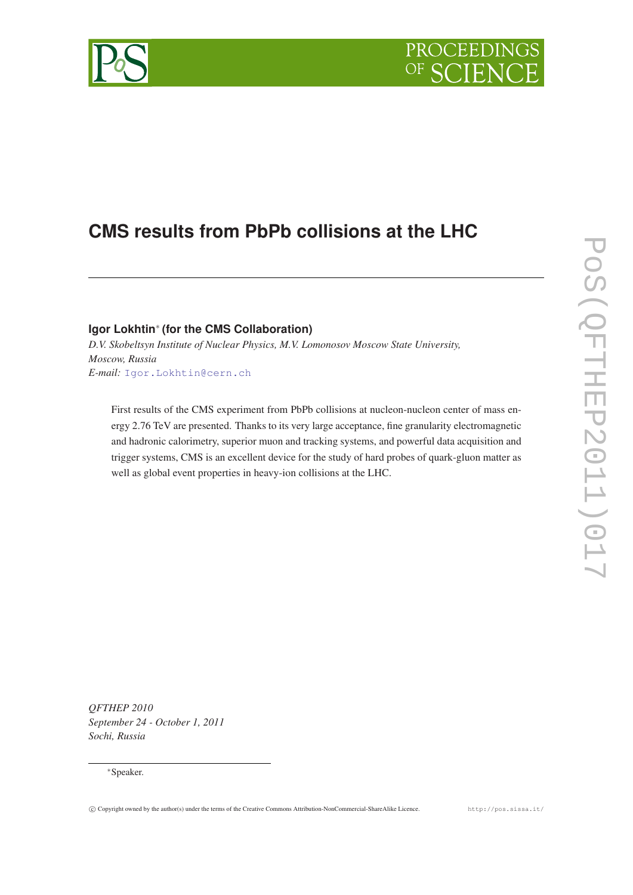# CMS results from PbPb collisions at the LHC

**Igor Lokhtin*** **(for the CMS Collaboration)**

*D.V. Skobeltsyn Institute of Nuclear Physics, M.V. Lomonosov Moscow State University, Moscow, Russia*

*E-mail:* Igor.Lokhtin@cern.ch

First results of the CMS experiment from PbPb collisions at nucleon-nucleon center of mass energy 2.76 TeV are presented. Thanks to its very large acceptance, fine granularity electromagnetic and hadronic calorimetry, superior muon and tracking systems, and powerful data acquisition and trigger systems, CMS is an excellent device for the study of hard probes of quark-gluon matter as well as global event properties in heavy-ion collisions at the LHC.

*QFTHEP 2010*
*September 24 - October 1, 2011*
*Sochi, Russia*

*Speaker.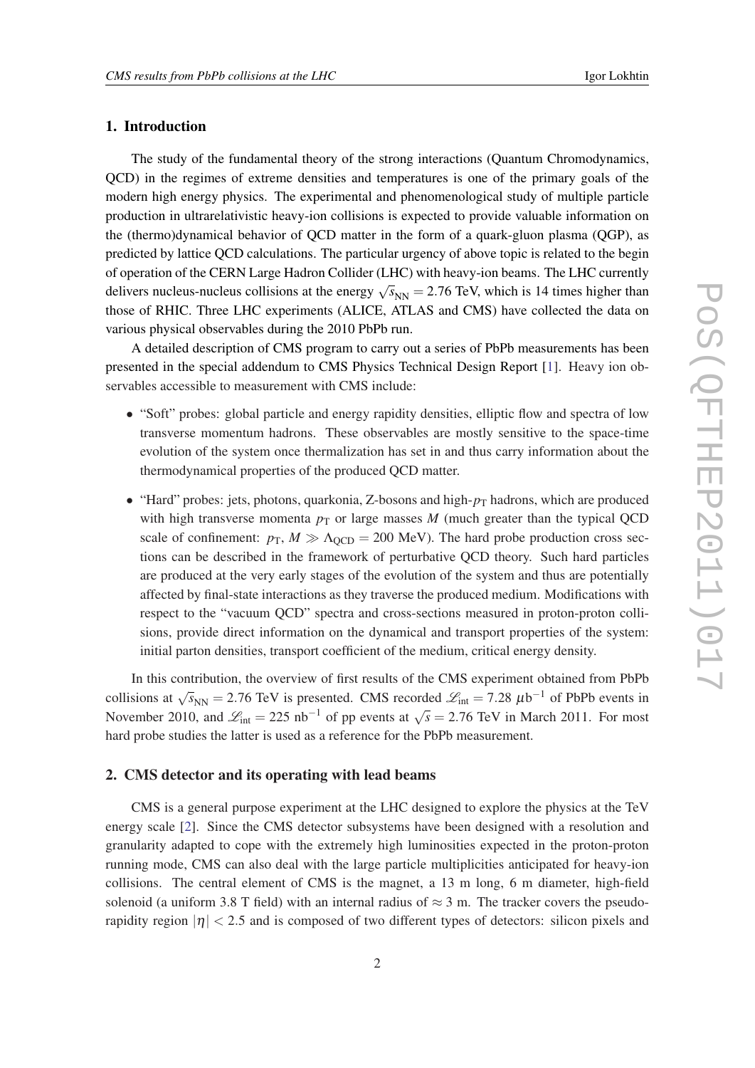## 1. Introduction

The study of the fundamental theory of the strong interactions (Quantum Chromodynamics, QCD) in the regimes of extreme densities and temperatures is one of the primary goals of the modern high energy physics. The experimental and phenomenological study of multiple particle production in ultrarelativistic heavy-ion collisions is expected to provide valuable information on the (thermo)dynamical behavior of QCD matter in the form of a quark-gluon plasma (QGP), as predicted by lattice QCD calculations. The particular urgency of above topic is related to the begin of operation of the CERN Large Hadron Collider (LHC) with heavy-ion beams. The LHC currently delivers nucleus-nucleus collisions at the energy $\sqrt{s}_{\rm NN} = 2.76$ TeV, which is 14 times higher than those of RHIC. Three LHC experiments (ALICE, ATLAS and CMS) have collected the data on various physical observables during the 2010 PbPb run.

A detailed description of CMS program to carry out a series of PbPb measurements has been presented in the special addendum to CMS Physics Technical Design Report [1]. Heavy ion observables accessible to measurement with CMS include:

- "Soft" probes: global particle and energy rapidity densities, elliptic flow and spectra of low transverse momentum hadrons. These observables are mostly sensitive to the space-time evolution of the system once thermalization has set in and thus carry information about the thermodynamical properties of the produced QCD matter.
- "Hard" probes: jets, photons, quarkonia, Z-bosons and high-$p_{\rm T}$ hadrons, which are produced with high transverse momenta $p_{\rm T}$ or large masses $M$ (much greater than the typical QCD scale of confinement: $p_{\rm T}, M \gg \Lambda_{\rm QCD} = 200$ MeV). The hard probe production cross sections can be described in the framework of perturbative QCD theory. Such hard particles are produced at the very early stages of the evolution of the system and thus are potentially affected by final-state interactions as they traverse the produced medium. Modifications with respect to the "vacuum QCD" spectra and cross-sections measured in proton-proton collisions, provide direct information on the dynamical and transport properties of the system: initial parton densities, transport coefficient of the medium, critical energy density.

In this contribution, the overview of first results of the CMS experiment obtained from PbPb collisions at $\sqrt{s}_{\rm NN} = 2.76$ TeV is presented. CMS recorded $\mathscr{L}_{\rm int} = 7.28$ $\mu$b$^{-1}$ of PbPb events in November 2010, and $\mathscr{L}_{\rm int} = 225$ nb$^{-1}$ of pp events at $\sqrt{s} = 2.76$ TeV in March 2011. For most hard probe studies the latter is used as a reference for the PbPb measurement.

## 2. CMS detector and its operating with lead beams

CMS is a general purpose experiment at the LHC designed to explore the physics at the TeV energy scale [2]. Since the CMS detector subsystems have been designed with a resolution and granularity adapted to cope with the extremely high luminosities expected in the proton-proton running mode, CMS can also deal with the large particle multiplicities anticipated for heavy-ion collisions. The central element of CMS is the magnet, a 13 m long, 6 m diameter, high-field solenoid (a uniform 3.8 T field) with an internal radius of $\approx 3$ m. The tracker covers the pseudorapidity region $|\eta| < 2.5$ and is composed of two different types of detectors: silicon pixels and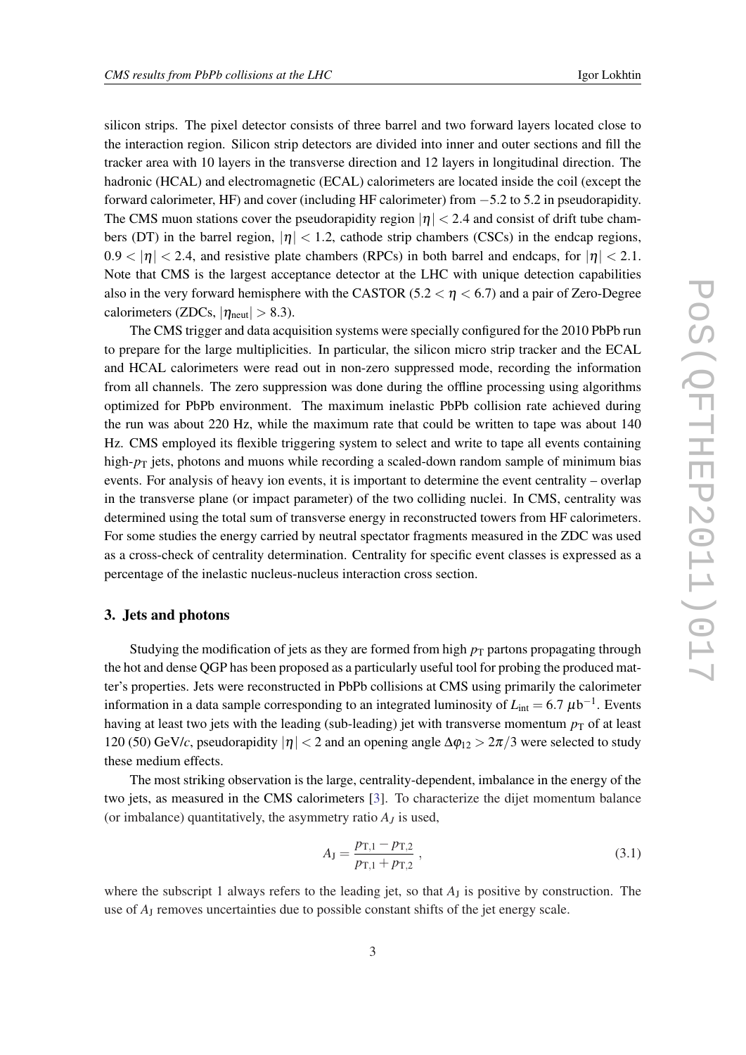silicon strips. The pixel detector consists of three barrel and two forward layers located close to the interaction region. Silicon strip detectors are divided into inner and outer sections and fill the tracker area with 10 layers in the transverse direction and 12 layers in longitudinal direction. The hadronic (HCAL) and electromagnetic (ECAL) calorimeters are located inside the coil (except the forward calorimeter, HF) and cover (including HF calorimeter) from $-5.2$ to 5.2 in pseudorapidity. The CMS muon stations cover the pseudorapidity region $|\eta| < 2.4$ and consist of drift tube chambers (DT) in the barrel region, $|\eta| < 1.2$, cathode strip chambers (CSCs) in the endcap regions, $0.9 < |\eta| < 2.4$, and resistive plate chambers (RPCs) in both barrel and endcaps, for $|\eta| < 2.1$. Note that CMS is the largest acceptance detector at the LHC with unique detection capabilities also in the very forward hemisphere with the CASTOR ($5.2 < \eta < 6.7$) and a pair of Zero-Degree calorimeters (ZDCs, $|\eta_{\rm neut}| > 8.3$).

The CMS trigger and data acquisition systems were specially configured for the 2010 PbPb run to prepare for the large multiplicities. In particular, the silicon micro strip tracker and the ECAL and HCAL calorimeters were read out in non-zero suppressed mode, recording the information from all channels. The zero suppression was done during the offline processing using algorithms optimized for PbPb environment. The maximum inelastic PbPb collision rate achieved during the run was about 220 Hz, while the maximum rate that could be written to tape was about 140 Hz. CMS employed its flexible triggering system to select and write to tape all events containing high-$p_{\rm T}$ jets, photons and muons while recording a scaled-down random sample of minimum bias events. For analysis of heavy ion events, it is important to determine the event centrality – overlap in the transverse plane (or impact parameter) of the two colliding nuclei. In CMS, centrality was determined using the total sum of transverse energy in reconstructed towers from HF calorimeters. For some studies the energy carried by neutral spectator fragments measured in the ZDC was used as a cross-check of centrality determination. Centrality for specific event classes is expressed as a percentage of the inelastic nucleus-nucleus interaction cross section.

## 3. Jets and photons

Studying the modification of jets as they are formed from high $p_{\rm T}$ partons propagating through the hot and dense QGP has been proposed as a particularly useful tool for probing the produced matter's properties. Jets were reconstructed in PbPb collisions at CMS using primarily the calorimeter information in a data sample corresponding to an integrated luminosity of $L_{\rm int} = 6.7\ \mu{\rm b}^{-1}$. Events having at least two jets with the leading (sub-leading) jet with transverse momentum $p_{\rm T}$ of at least 120 (50) GeV/$c$, pseudorapidity $|\eta| < 2$ and an opening angle $\Delta\varphi_{12} > 2\pi/3$ were selected to study these medium effects.

The most striking observation is the large, centrality-dependent, imbalance in the energy of the two jets, as measured in the CMS calorimeters [3]. To characterize the dijet momentum balance (or imbalance) quantitatively, the asymmetry ratio $A_J$ is used,

$$A_{\rm J} = \frac{p_{\rm T,1} - p_{\rm T,2}}{p_{\rm T,1} + p_{\rm T,2}}\ , \tag{3.1}$$

where the subscript 1 always refers to the leading jet, so that $A_J$ is positive by construction. The use of $A_{\rm J}$ removes uncertainties due to possible constant shifts of the jet energy scale.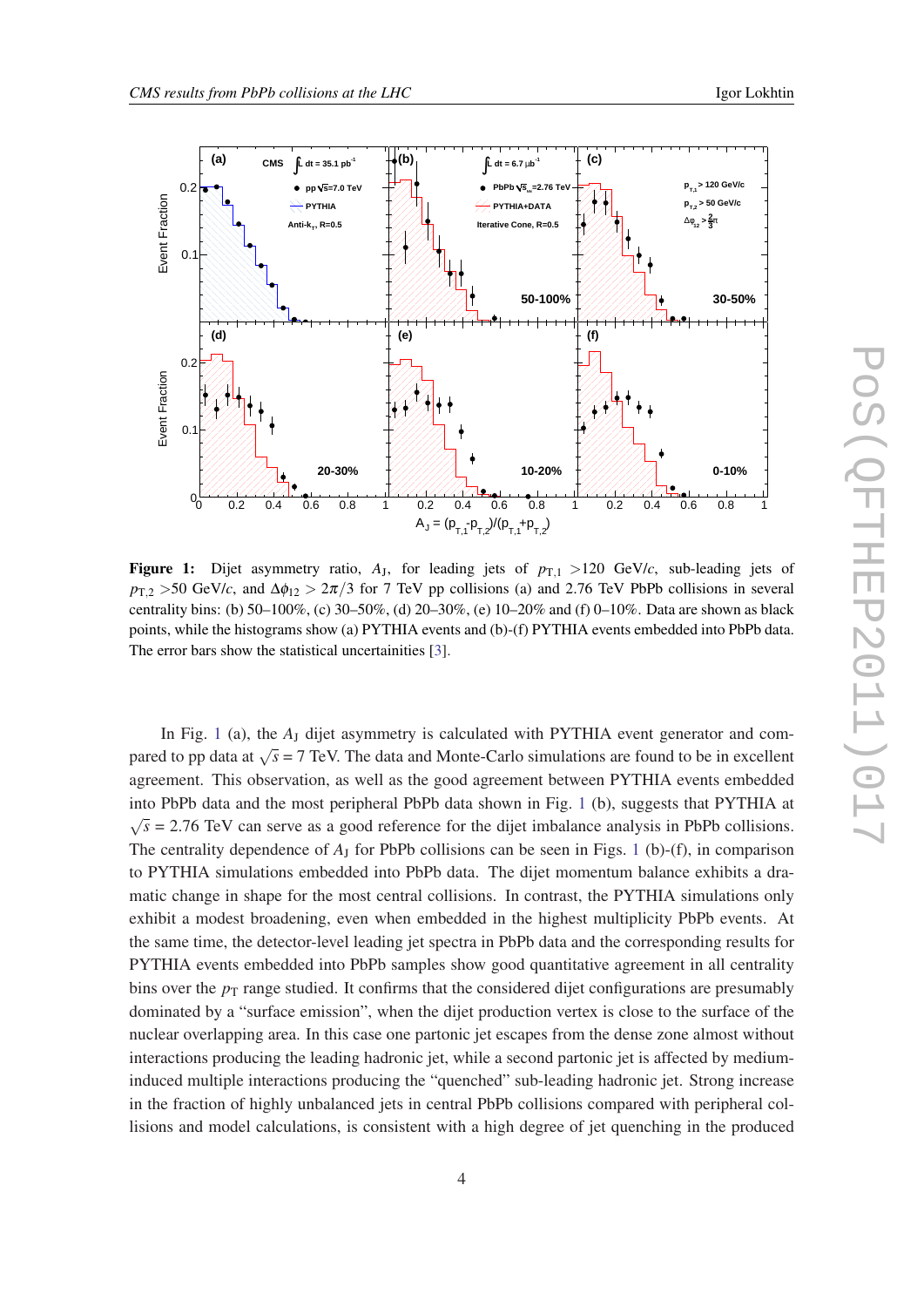**Figure 1:** Dijet asymmetry ratio, $A_J$, for leading jets of $p_{T,1} > 120$ GeV/$c$, sub-leading jets of $p_{T,2} > 50$ GeV/$c$, and $\Delta\phi_{12} > 2\pi/3$ for 7 TeV pp collisions (a) and 2.76 TeV PbPb collisions in several centrality bins: (b) 50–100%, (c) 30–50%, (d) 20–30%, (e) 10–20% and (f) 0–10%. Data are shown as black points, while the histograms show (a) PYTHIA events and (b)-(f) PYTHIA events embedded into PbPb data. The error bars show the statistical uncertainities [3].

In Fig. 1 (a), the $A_J$ dijet asymmetry is calculated with PYTHIA event generator and compared to pp data at $\sqrt{s} = 7$ TeV. The data and Monte-Carlo simulations are found to be in excellent agreement. This observation, as well as the good agreement between PYTHIA events embedded into PbPb data and the most peripheral PbPb data shown in Fig. 1 (b), suggests that PYTHIA at $\sqrt{s} = 2.76$ TeV can serve as a good reference for the dijet imbalance analysis in PbPb collisions. The centrality dependence of $A_J$ for PbPb collisions can be seen in Figs. 1 (b)-(f), in comparison to PYTHIA simulations embedded into PbPb data. The dijet momentum balance exhibits a dramatic change in shape for the most central collisions. In contrast, the PYTHIA simulations only exhibit a modest broadening, even when embedded in the highest multiplicity PbPb events. At the same time, the detector-level leading jet spectra in PbPb data and the corresponding results for PYTHIA events embedded into PbPb samples show good quantitative agreement in all centrality bins over the $p_T$ range studied. It confirms that the considered dijet configurations are presumably dominated by a "surface emission", when the dijet production vertex is close to the surface of the nuclear overlapping area. In this case one partonic jet escapes from the dense zone almost without interactions producing the leading hadronic jet, while a second partonic jet is affected by medium-induced multiple interactions producing the "quenched" sub-leading hadronic jet. Strong increase in the fraction of highly unbalanced jets in central PbPb collisions compared with peripheral collisions and model calculations, is consistent with a high degree of jet quenching in the produced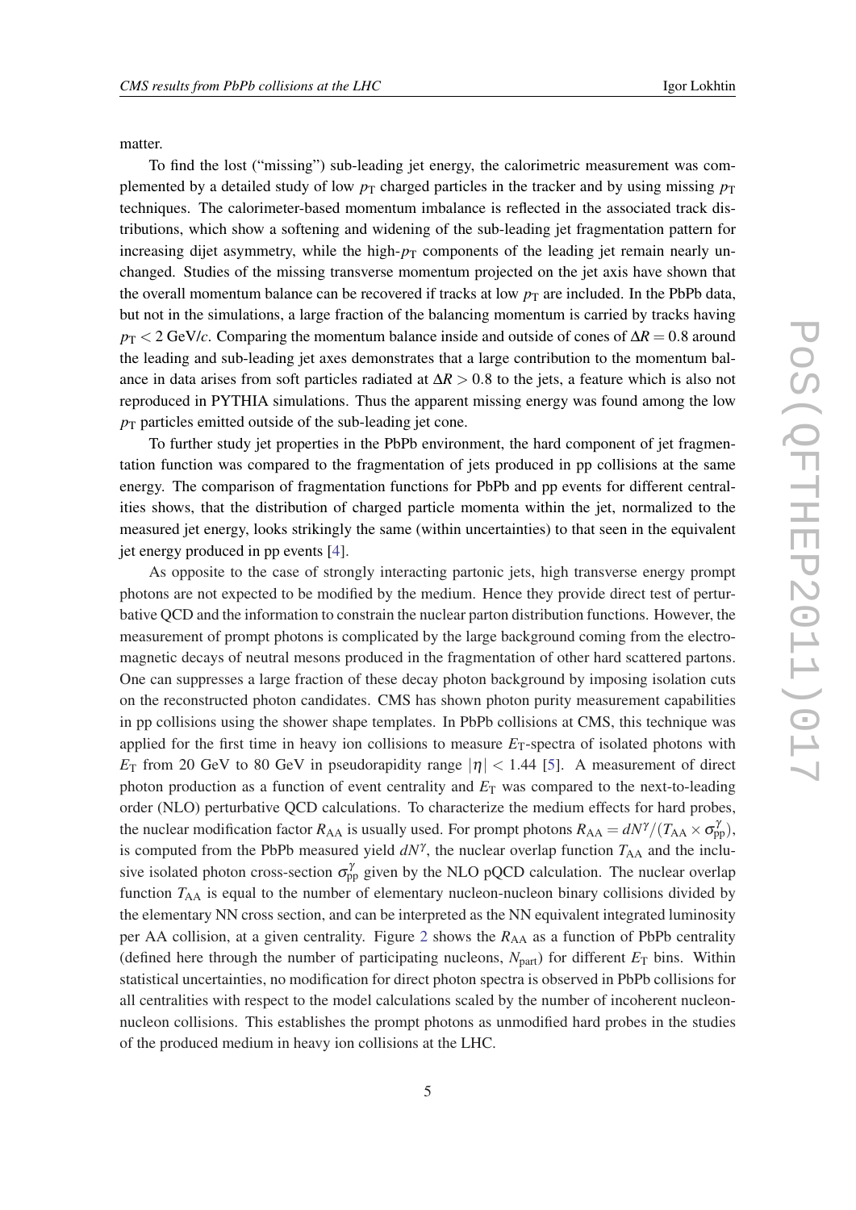matter.

To find the lost ("missing") sub-leading jet energy, the calorimetric measurement was complemented by a detailed study of low $p_T$ charged particles in the tracker and by using missing $p_T$ techniques. The calorimeter-based momentum imbalance is reflected in the associated track distributions, which show a softening and widening of the sub-leading jet fragmentation pattern for increasing dijet asymmetry, while the high-$p_T$ components of the leading jet remain nearly unchanged. Studies of the missing transverse momentum projected on the jet axis have shown that the overall momentum balance can be recovered if tracks at low $p_T$ are included. In the PbPb data, but not in the simulations, a large fraction of the balancing momentum is carried by tracks having $p_T < 2$ GeV/$c$. Comparing the momentum balance inside and outside of cones of $\Delta R = 0.8$ around the leading and sub-leading jet axes demonstrates that a large contribution to the momentum balance in data arises from soft particles radiated at $\Delta R > 0.8$ to the jets, a feature which is also not reproduced in PYTHIA simulations. Thus the apparent missing energy was found among the low $p_T$ particles emitted outside of the sub-leading jet cone.

To further study jet properties in the PbPb environment, the hard component of jet fragmentation function was compared to the fragmentation of jets produced in pp collisions at the same energy. The comparison of fragmentation functions for PbPb and pp events for different centralities shows, that the distribution of charged particle momenta within the jet, normalized to the measured jet energy, looks strikingly the same (within uncertainties) to that seen in the equivalent jet energy produced in pp events [4].

As opposite to the case of strongly interacting partonic jets, high transverse energy prompt photons are not expected to be modified by the medium. Hence they provide direct test of perturbative QCD and the information to constrain the nuclear parton distribution functions. However, the measurement of prompt photons is complicated by the large background coming from the electromagnetic decays of neutral mesons produced in the fragmentation of other hard scattered partons. One can suppresses a large fraction of these decay photon background by imposing isolation cuts on the reconstructed photon candidates. CMS has shown photon purity measurement capabilities in pp collisions using the shower shape templates. In PbPb collisions at CMS, this technique was applied for the first time in heavy ion collisions to measure $E_T$-spectra of isolated photons with $E_T$ from 20 GeV to 80 GeV in pseudorapidity range $|\eta| < 1.44$ [5]. A measurement of direct photon production as a function of event centrality and $E_T$ was compared to the next-to-leading order (NLO) perturbative QCD calculations. To characterize the medium effects for hard probes, the nuclear modification factor $R_{AA}$ is usually used. For prompt photons $R_{AA} = dN^{\gamma}/(T_{AA} \times \sigma^{\gamma}_{pp})$, is computed from the PbPb measured yield $dN^{\gamma}$, the nuclear overlap function $T_{AA}$ and the inclusive isolated photon cross-section $\sigma^{\gamma}_{pp}$ given by the NLO pQCD calculation. The nuclear overlap function $T_{AA}$ is equal to the number of elementary nucleon-nucleon binary collisions divided by the elementary NN cross section, and can be interpreted as the NN equivalent integrated luminosity per AA collision, at a given centrality. Figure 2 shows the $R_{AA}$ as a function of PbPb centrality (defined here through the number of participating nucleons, $N_{part}$) for different $E_T$ bins. Within statistical uncertainties, no modification for direct photon spectra is observed in PbPb collisions for all centralities with respect to the model calculations scaled by the number of incoherent nucleon-nucleon collisions. This establishes the prompt photons as unmodified hard probes in the studies of the produced medium in heavy ion collisions at the LHC.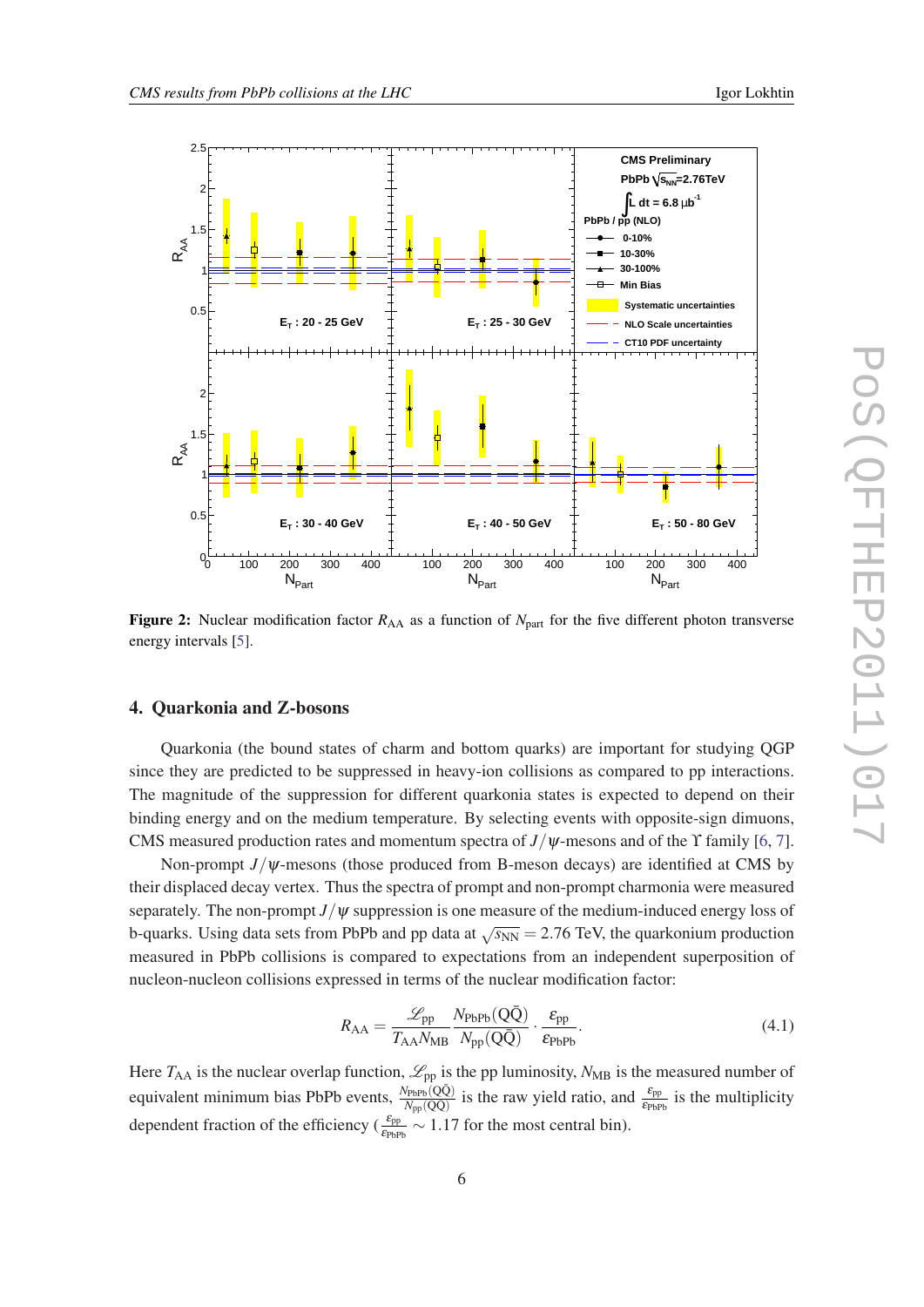**Figure 2:** Nuclear modification factor $R_{AA}$ as a function of $N_{part}$ for the five different photon transverse energy intervals [5].

## 4. Quarkonia and Z-bosons

Quarkonia (the bound states of charm and bottom quarks) are important for studying QGP since they are predicted to be suppressed in heavy-ion collisions as compared to pp interactions. The magnitude of the suppression for different quarkonia states is expected to depend on their binding energy and on the medium temperature. By selecting events with opposite-sign dimuons, CMS measured production rates and momentum spectra of $J/\psi$-mesons and of the $\Upsilon$ family [6, 7].

Non-prompt $J/\psi$-mesons (those produced from B-meson decays) are identified at CMS by their displaced decay vertex. Thus the spectra of prompt and non-prompt charmonia were measured separately. The non-prompt $J/\psi$ suppression is one measure of the medium-induced energy loss of b-quarks. Using data sets from PbPb and pp data at $\sqrt{s_{NN}} = 2.76$ TeV, the quarkonium production measured in PbPb collisions is compared to expectations from an independent superposition of nucleon-nucleon collisions expressed in terms of the nuclear modification factor:

$$R_{AA} = \frac{\mathscr{L}_{pp}}{T_{AA} N_{MB}} \frac{N_{PbPb}(Q\bar{Q})}{N_{pp}(Q\bar{Q})} \cdot \frac{\varepsilon_{pp}}{\varepsilon_{PbPb}}. \tag{4.1}$$

Here $T_{AA}$ is the nuclear overlap function, $\mathscr{L}_{pp}$ is the pp luminosity, $N_{MB}$ is the measured number of equivalent minimum bias PbPb events, $\frac{N_{PbPb}(Q\bar{Q})}{N_{pp}(Q\bar{Q})}$ is the raw yield ratio, and $\frac{\varepsilon_{pp}}{\varepsilon_{PbPb}}$ is the multiplicity dependent fraction of the efficiency ($\frac{\varepsilon_{pp}}{\varepsilon_{PbPb}} \sim 1.17$ for the most central bin).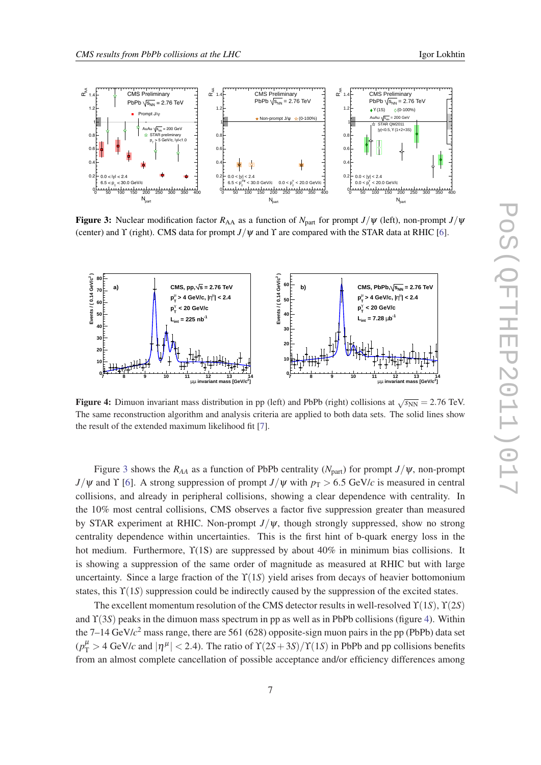**Figure 3:** Nuclear modification factor $R_{AA}$ as a function of $N_{part}$ for prompt $J/\psi$ (left), non-prompt $J/\psi$ (center) and $\Upsilon$ (right). CMS data for prompt $J/\psi$ and $\Upsilon$ are compared with the STAR data at RHIC [6].

**Figure 4:** Dimuon invariant mass distribution in pp (left) and PbPb (right) collisions at $\sqrt{s_{NN}} = 2.76$ TeV. The same reconstruction algorithm and analysis criteria are applied to both data sets. The solid lines show the result of the extended maximum likelihood fit [7].

Figure 3 shows the $R_{AA}$ as a function of PbPb centrality ($N_{part}$) for prompt $J/\psi$, non-prompt $J/\psi$ and $\Upsilon$ [6]. A strong suppression of prompt $J/\psi$ with $p_T > 6.5$ GeV/$c$ is measured in central collisions, and already in peripheral collisions, showing a clear dependence with centrality. In the 10% most central collisions, CMS observes a factor five suppression greater than measured by STAR experiment at RHIC. Non-prompt $J/\psi$, though strongly suppressed, show no strong centrality dependence within uncertainties. This is the first hint of b-quark energy loss in the hot medium. Furthermore, $\Upsilon(1S)$ are suppressed by about 40% in minimum bias collisions. It is showing a suppression of the same order of magnitude as measured at RHIC but with large uncertainty. Since a large fraction of the $\Upsilon(1S)$ yield arises from decays of heavier bottomonium states, this $\Upsilon(1S)$ suppression could be indirectly caused by the suppression of the excited states.

The excellent momentum resolution of the CMS detector results in well-resolved $\Upsilon(1S)$, $\Upsilon(2S)$ and $\Upsilon(3S)$ peaks in the dimuon mass spectrum in pp as well as in PbPb collisions (figure 4). Within the 7–14 GeV/$c^2$ mass range, there are 561 (628) opposite-sign muon pairs in the pp (PbPb) data set ($p_T^{\mu} > 4$ GeV/$c$ and $|\eta^{\mu}| < 2.4$). The ratio of $\Upsilon(2S+3S)/\Upsilon(1S)$ in PbPb and pp collisions benefits from an almost complete cancellation of possible acceptance and/or efficiency differences among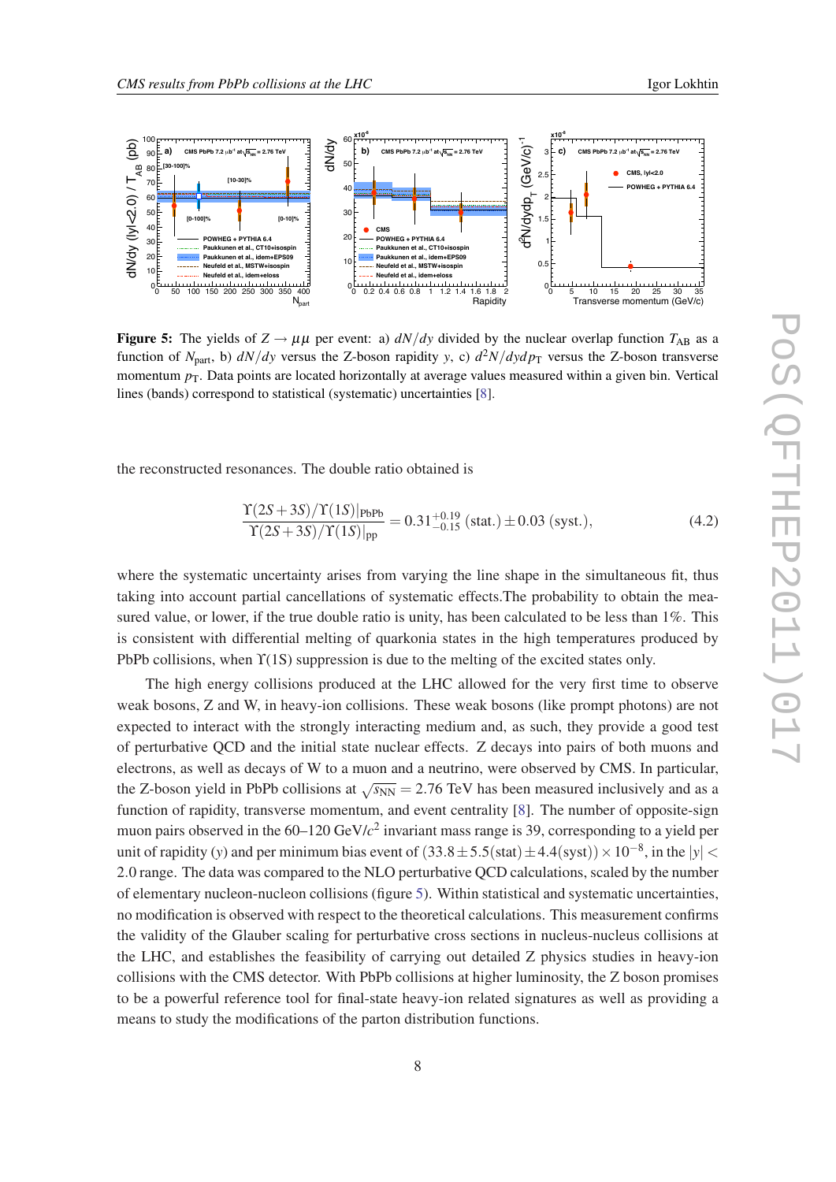**Figure 5:** The yields of $Z \rightarrow \mu\mu$ per event: a) $dN/dy$ divided by the nuclear overlap function $T_{\mathrm{AB}}$ as a function of $N_{\mathrm{part}}$, b) $dN/dy$ versus the Z-boson rapidity $y$, c) $d^2N/dydp_{\mathrm{T}}$ versus the Z-boson transverse momentum $p_{\mathrm{T}}$. Data points are located horizontally at average values measured within a given bin. Vertical lines (bands) correspond to statistical (systematic) uncertainties [8].

the reconstructed resonances. The double ratio obtained is

$$\frac{\Upsilon(2S+3S)/\Upsilon(1S)|_{\mathrm{PbPb}}}{\Upsilon(2S+3S)/\Upsilon(1S)|_{\mathrm{pp}}} = 0.31^{+0.19}_{-0.15}\,(\mathrm{stat.}) \pm 0.03\,(\mathrm{syst.}), \tag{4.2}$$

where the systematic uncertainty arises from varying the line shape in the simultaneous fit, thus taking into account partial cancellations of systematic effects.The probability to obtain the measured value, or lower, if the true double ratio is unity, has been calculated to be less than 1%. This is consistent with differential melting of quarkonia states in the high temperatures produced by PbPb collisions, when $\Upsilon$(1S) suppression is due to the melting of the excited states only.

The high energy collisions produced at the LHC allowed for the very first time to observe weak bosons, Z and W, in heavy-ion collisions. These weak bosons (like prompt photons) are not expected to interact with the strongly interacting medium and, as such, they provide a good test of perturbative QCD and the initial state nuclear effects. Z decays into pairs of both muons and electrons, as well as decays of W to a muon and a neutrino, were observed by CMS. In particular, the Z-boson yield in PbPb collisions at $\sqrt{s_{\mathrm{NN}}} = 2.76$ TeV has been measured inclusively and as a function of rapidity, transverse momentum, and event centrality [8]. The number of opposite-sign muon pairs observed in the 60–120 GeV/$c^2$ invariant mass range is 39, corresponding to a yield per unit of rapidity ($y$) and per minimum bias event of $(33.8 \pm 5.5(\mathrm{stat}) \pm 4.4(\mathrm{syst})) \times 10^{-8}$, in the $|y| < 2.0$ range. The data was compared to the NLO perturbative QCD calculations, scaled by the number of elementary nucleon-nucleon collisions (figure 5). Within statistical and systematic uncertainties, no modification is observed with respect to the theoretical calculations. This measurement confirms the validity of the Glauber scaling for perturbative cross sections in nucleus-nucleus collisions at the LHC, and establishes the feasibility of carrying out detailed Z physics studies in heavy-ion collisions with the CMS detector. With PbPb collisions at higher luminosity, the Z boson promises to be a powerful reference tool for final-state heavy-ion related signatures as well as providing a means to study the modifications of the parton distribution functions.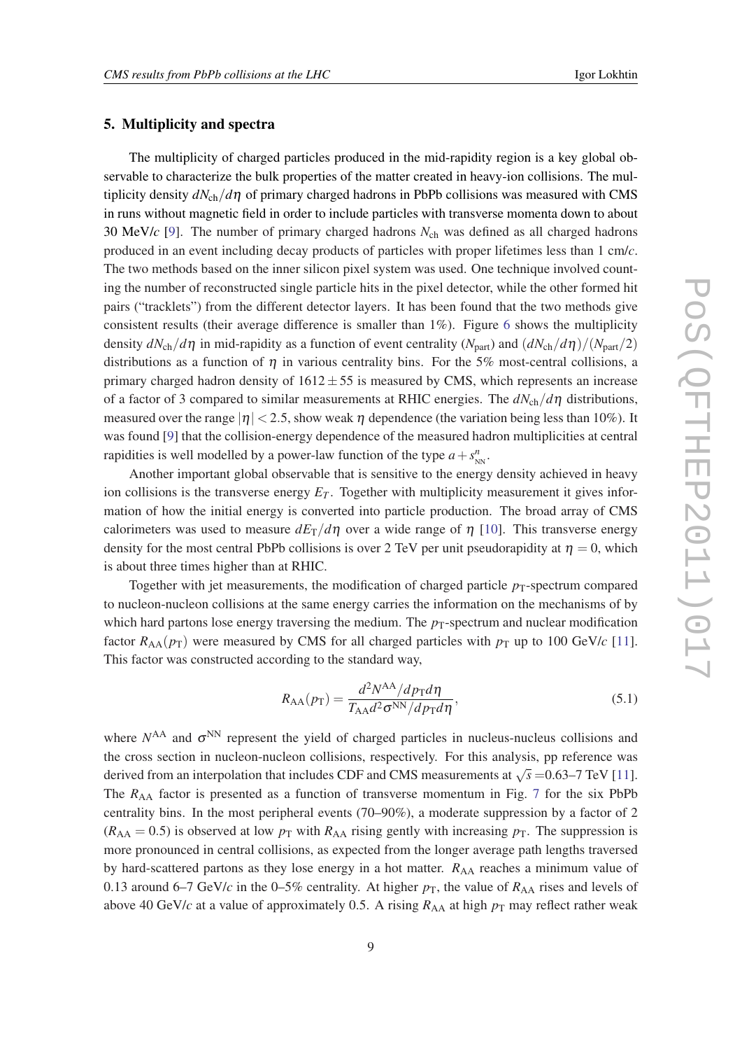## 5. Multiplicity and spectra

The multiplicity of charged particles produced in the mid-rapidity region is a key global observable to characterize the bulk properties of the matter created in heavy-ion collisions. The multiplicity density $dN_{\rm ch}/d\eta$ of primary charged hadrons in PbPb collisions was measured with CMS in runs without magnetic field in order to include particles with transverse momenta down to about 30 MeV/$c$ [9]. The number of primary charged hadrons $N_{\rm ch}$ was defined as all charged hadrons produced in an event including decay products of particles with proper lifetimes less than 1 cm/$c$. The two methods based on the inner silicon pixel system was used. One technique involved counting the number of reconstructed single particle hits in the pixel detector, while the other formed hit pairs ("tracklets") from the different detector layers. It has been found that the two methods give consistent results (their average difference is smaller than 1%). Figure 6 shows the multiplicity density $dN_{\rm ch}/d\eta$ in mid-rapidity as a function of event centrality ($N_{\rm part}$) and $(dN_{\rm ch}/d\eta)/(N_{\rm part}/2)$ distributions as a function of $\eta$ in various centrality bins. For the 5% most-central collisions, a primary charged hadron density of $1612 \pm 55$ is measured by CMS, which represents an increase of a factor of 3 compared to similar measurements at RHIC energies. The $dN_{\rm ch}/d\eta$ distributions, measured over the range $|\eta| < 2.5$, show weak $\eta$ dependence (the variation being less than 10%). It was found [9] that the collision-energy dependence of the measured hadron multiplicities at central rapidities is well modelled by a power-law function of the type $a + s^{n}_{\rm NN}$.

Another important global observable that is sensitive to the energy density achieved in heavy ion collisions is the transverse energy $E_T$. Together with multiplicity measurement it gives information of how the initial energy is converted into particle production. The broad array of CMS calorimeters was used to measure $dE_{\rm T}/d\eta$ over a wide range of $\eta$ [10]. This transverse energy density for the most central PbPb collisions is over 2 TeV per unit pseudorapidity at $\eta = 0$, which is about three times higher than at RHIC.

Together with jet measurements, the modification of charged particle $p_{\rm T}$-spectrum compared to nucleon-nucleon collisions at the same energy carries the information on the mechanisms of by which hard partons lose energy traversing the medium. The $p_{\rm T}$-spectrum and nuclear modification factor $R_{\rm AA}(p_{\rm T})$ were measured by CMS for all charged particles with $p_{\rm T}$ up to 100 GeV/$c$ [11]. This factor was constructed according to the standard way,

$$R_{\rm AA}(p_{\rm T}) = \frac{d^2N^{\rm AA}/dp_{\rm T}d\eta}{T_{\rm AA}d^2\sigma^{\rm NN}/dp_{\rm T}d\eta}, \tag{5.1}$$

where $N^{\rm AA}$ and $\sigma^{\rm NN}$ represent the yield of charged particles in nucleus-nucleus collisions and the cross section in nucleon-nucleon collisions, respectively. For this analysis, pp reference was derived from an interpolation that includes CDF and CMS measurements at $\sqrt{s} = $0.63–7 TeV [11]. The $R_{\rm AA}$ factor is presented as a function of transverse momentum in Fig. 7 for the six PbPb centrality bins. In the most peripheral events (70–90%), a moderate suppression by a factor of 2 ($R_{\rm AA} = 0.5$) is observed at low $p_{\rm T}$ with $R_{\rm AA}$ rising gently with increasing $p_{\rm T}$. The suppression is more pronounced in central collisions, as expected from the longer average path lengths traversed by hard-scattered partons as they lose energy in a hot matter. $R_{\rm AA}$ reaches a minimum value of 0.13 around 6–7 GeV/$c$ in the 0–5% centrality. At higher $p_{\rm T}$, the value of $R_{\rm AA}$ rises and levels of above 40 GeV/$c$ at a value of approximately 0.5. A rising $R_{\rm AA}$ at high $p_{\rm T}$ may reflect rather weak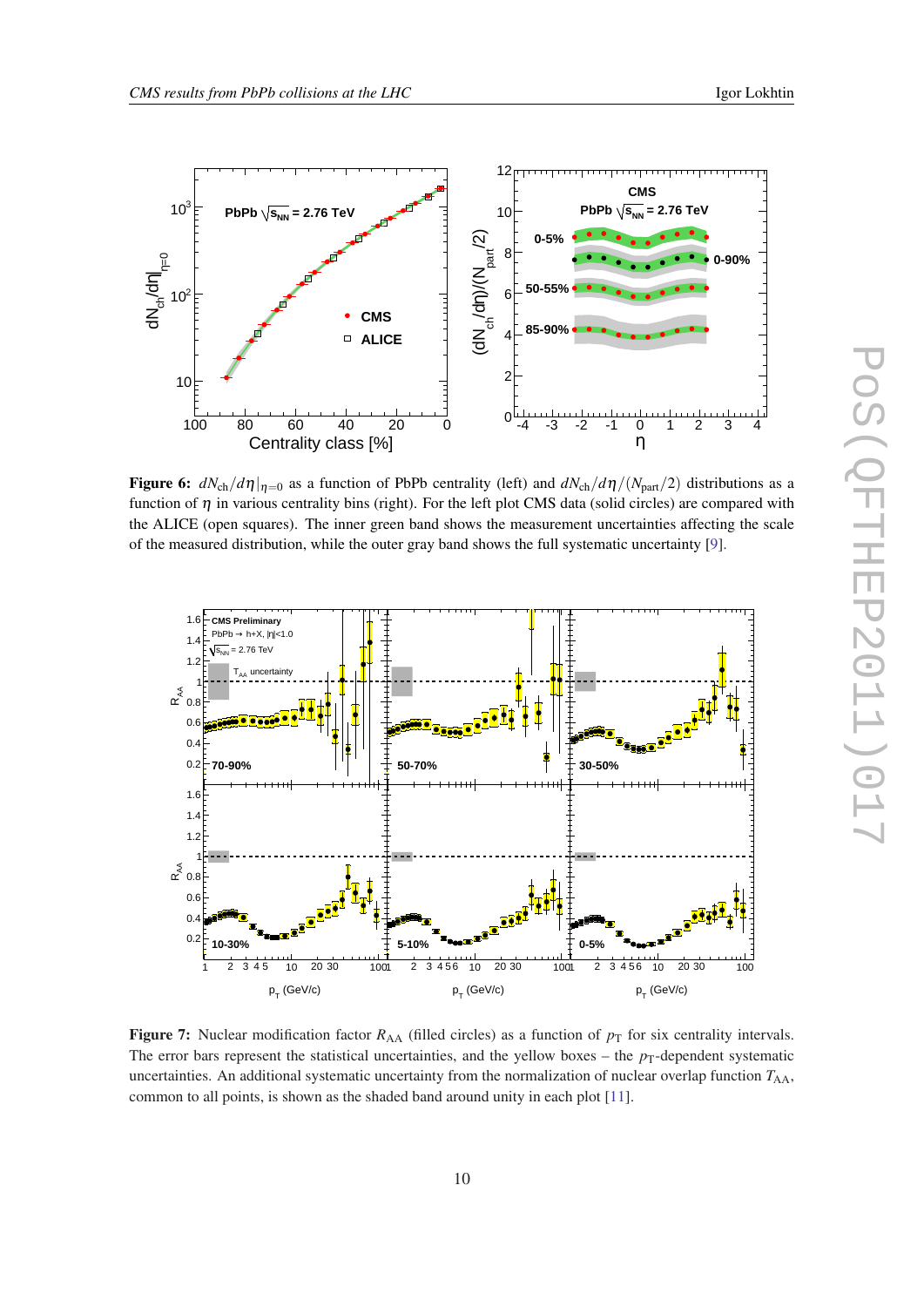**Figure 6:** $dN_{\rm ch}/d\eta|_{\eta=0}$ as a function of PbPb centrality (left) and $dN_{\rm ch}/d\eta/(N_{\rm part}/2)$ distributions as a function of $\eta$ in various centrality bins (right). For the left plot CMS data (solid circles) are compared with the ALICE (open squares). The inner green band shows the measurement uncertainties affecting the scale of the measured distribution, while the outer gray band shows the full systematic uncertainty [9].

**Figure 7:** Nuclear modification factor $R_{\rm AA}$ (filled circles) as a function of $p_{\rm T}$ for six centrality intervals. The error bars represent the statistical uncertainties, and the yellow boxes – the $p_{\rm T}$-dependent systematic uncertainties. An additional systematic uncertainty from the normalization of nuclear overlap function $T_{\rm AA}$, common to all points, is shown as the shaded band around unity in each plot [11].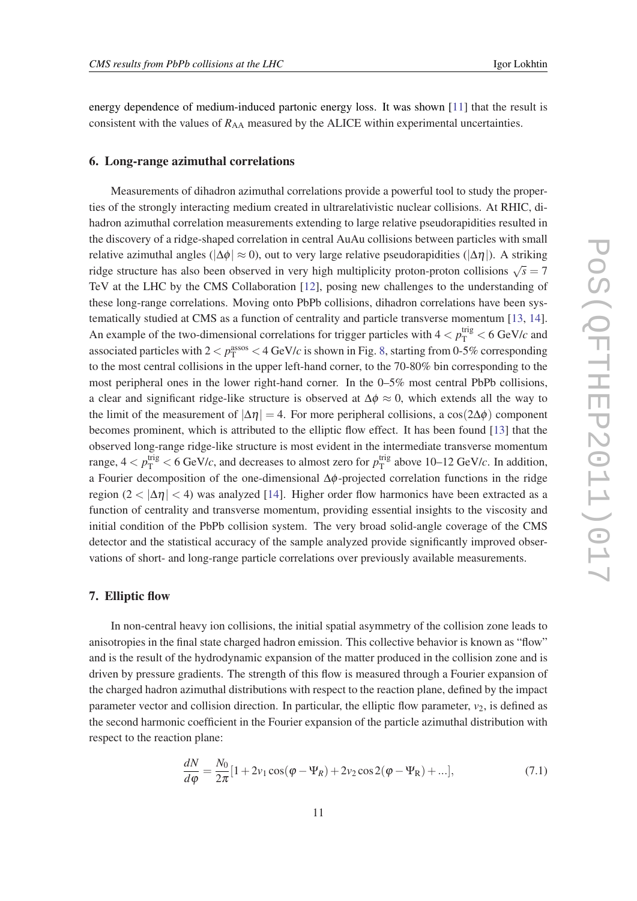energy dependence of medium-induced partonic energy loss. It was shown [11] that the result is consistent with the values of $R_{\mathrm{AA}}$ measured by the ALICE within experimental uncertainties.

## 6. Long-range azimuthal correlations

Measurements of dihadron azimuthal correlations provide a powerful tool to study the properties of the strongly interacting medium created in ultrarelativistic nuclear collisions. At RHIC, dihadron azimuthal correlation measurements extending to large relative pseudorapidities resulted in the discovery of a ridge-shaped correlation in central AuAu collisions between particles with small relative azimuthal angles ($|\Delta\phi| \approx 0$), out to very large relative pseudorapidities ($|\Delta\eta|$). A striking ridge structure has also been observed in very high multiplicity proton-proton collisions $\sqrt{s} = 7$ TeV at the LHC by the CMS Collaboration [12], posing new challenges to the understanding of these long-range correlations. Moving onto PbPb collisions, dihadron correlations have been systematically studied at CMS as a function of centrality and particle transverse momentum [13, 14]. An example of the two-dimensional correlations for trigger particles with $4 < p_{\mathrm{T}}^{\mathrm{trig}} < 6$ GeV/$c$ and associated particles with $2 < p_{\mathrm{T}}^{\mathrm{assos}} < 4$ GeV/$c$ is shown in Fig. 8, starting from 0-5% corresponding to the most central collisions in the upper left-hand corner, to the 70-80% bin corresponding to the most peripheral ones in the lower right-hand corner. In the 0–5% most central PbPb collisions, a clear and significant ridge-like structure is observed at $\Delta\phi \approx 0$, which extends all the way to the limit of the measurement of $|\Delta\eta| = 4$. For more peripheral collisions, a $\cos(2\Delta\phi)$ component becomes prominent, which is attributed to the elliptic flow effect. It has been found [13] that the observed long-range ridge-like structure is most evident in the intermediate transverse momentum range, $4 < p_{\mathrm{T}}^{\mathrm{trig}} < 6$ GeV/c, and decreases to almost zero for $p_{\mathrm{T}}^{\mathrm{trig}}$ above 10–12 GeV/$c$. In addition, a Fourier decomposition of the one-dimensional $\Delta\phi$-projected correlation functions in the ridge region ($2 < |\Delta\eta| < 4$) was analyzed [14]. Higher order flow harmonics have been extracted as a function of centrality and transverse momentum, providing essential insights to the viscosity and initial condition of the PbPb collision system. The very broad solid-angle coverage of the CMS detector and the statistical accuracy of the sample analyzed provide significantly improved observations of short- and long-range particle correlations over previously available measurements.

## 7. Elliptic flow

In non-central heavy ion collisions, the initial spatial asymmetry of the collision zone leads to anisotropies in the final state charged hadron emission. This collective behavior is known as "flow" and is the result of the hydrodynamic expansion of the matter produced in the collision zone and is driven by pressure gradients. The strength of this flow is measured through a Fourier expansion of the charged hadron azimuthal distributions with respect to the reaction plane, defined by the impact parameter vector and collision direction. In particular, the elliptic flow parameter, $v_2$, is defined as the second harmonic coefficient in the Fourier expansion of the particle azimuthal distribution with respect to the reaction plane:

$$\frac{dN}{d\varphi} = \frac{N_0}{2\pi}[1 + 2v_1\cos(\varphi - \Psi_R) + 2v_2\cos 2(\varphi - \Psi_{\mathrm{R}}) + ...], \tag{7.1}$$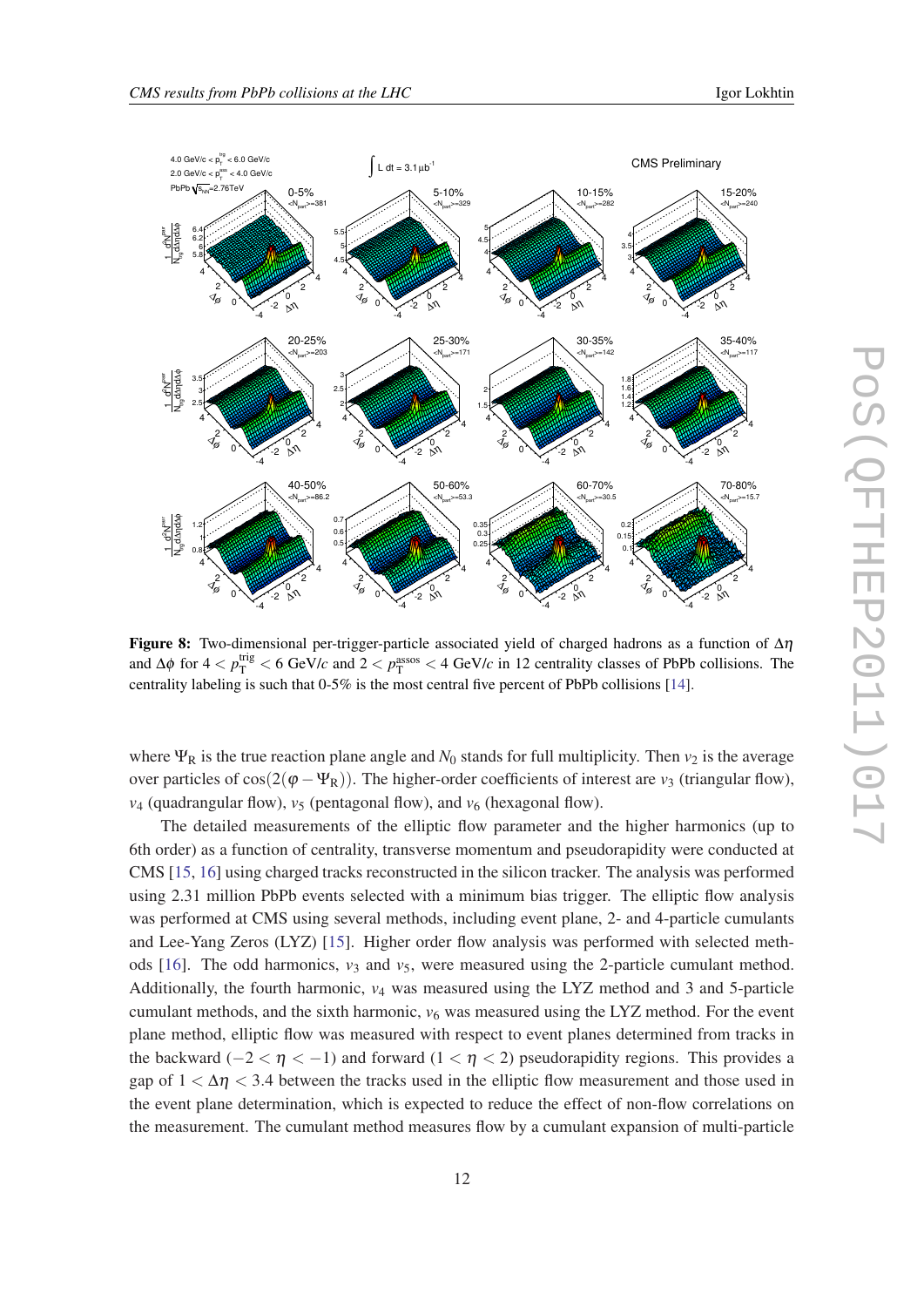**Figure 8:** Two-dimensional per-trigger-particle associated yield of charged hadrons as a function of $\Delta\eta$ and $\Delta\phi$ for $4 < p_{\mathrm{T}}^{\mathrm{trig}} < 6$ GeV/$c$ and $2 < p_{\mathrm{T}}^{\mathrm{assos}} < 4$ GeV/$c$ in 12 centrality classes of PbPb collisions. The centrality labeling is such that 0-5% is the most central five percent of PbPb collisions [14].

where $\Psi_{\mathrm{R}}$ is the true reaction plane angle and $N_0$ stands for full multiplicity. Then $v_2$ is the average over particles of $\cos(2(\varphi - \Psi_{\mathrm{R}}))$. The higher-order coefficients of interest are $v_3$ (triangular flow), $v_4$ (quadrangular flow), $v_5$ (pentagonal flow), and $v_6$ (hexagonal flow).

The detailed measurements of the elliptic flow parameter and the higher harmonics (up to 6th order) as a function of centrality, transverse momentum and pseudorapidity were conducted at CMS [15, 16] using charged tracks reconstructed in the silicon tracker. The analysis was performed using 2.31 million PbPb events selected with a minimum bias trigger. The elliptic flow analysis was performed at CMS using several methods, including event plane, 2- and 4-particle cumulants and Lee-Yang Zeros (LYZ) [15]. Higher order flow analysis was performed with selected methods [16]. The odd harmonics, $v_3$ and $v_5$, were measured using the 2-particle cumulant method. Additionally, the fourth harmonic, $v_4$ was measured using the LYZ method and 3 and 5-particle cumulant methods, and the sixth harmonic, $v_6$ was measured using the LYZ method. For the event plane method, elliptic flow was measured with respect to event planes determined from tracks in the backward ($-2 < \eta < -1$) and forward ($1 < \eta < 2$) pseudorapidity regions. This provides a gap of $1 < \Delta\eta < 3.4$ between the tracks used in the elliptic flow measurement and those used in the event plane determination, which is expected to reduce the effect of non-flow correlations on the measurement. The cumulant method measures flow by a cumulant expansion of multi-particle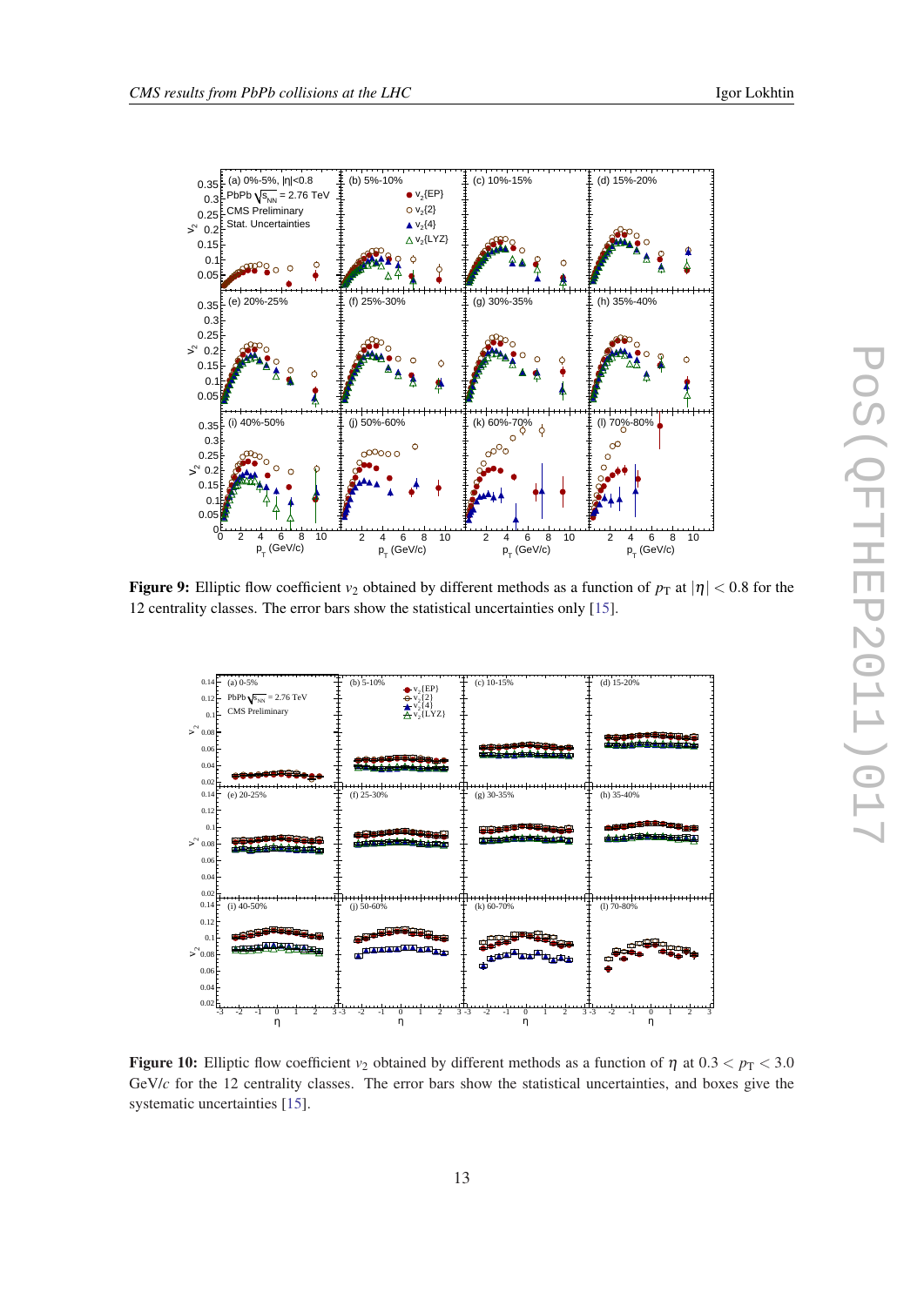**Figure 9:** Elliptic flow coefficient $v_2$ obtained by different methods as a function of $p_T$ at $|\eta| < 0.8$ for the 12 centrality classes. The error bars show the statistical uncertainties only [15].

**Figure 10:** Elliptic flow coefficient $v_2$ obtained by different methods as a function of $\eta$ at $0.3 < p_T < 3.0$ GeV/$c$ for the 12 centrality classes. The error bars show the statistical uncertainties, and boxes give the systematic uncertainties [15].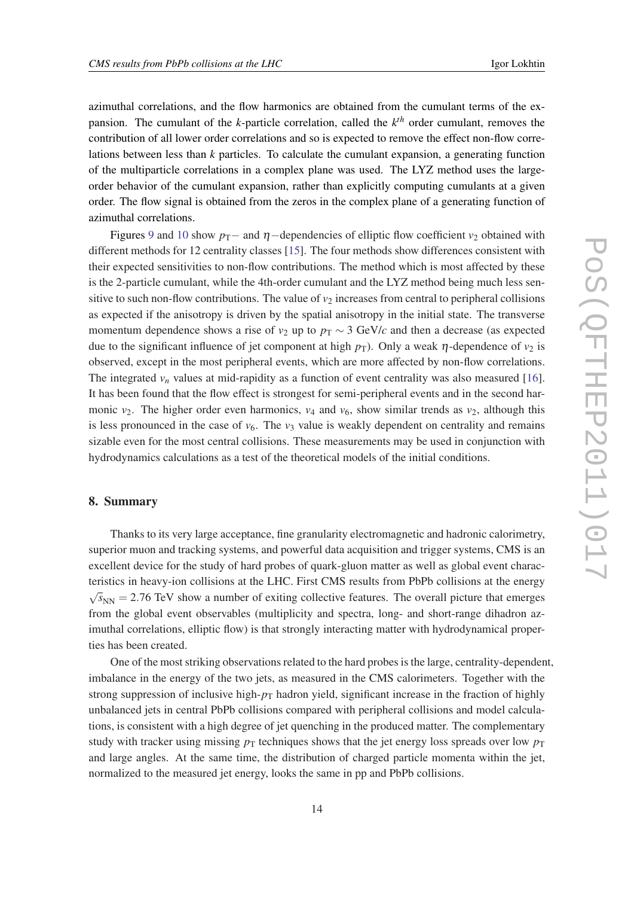azimuthal correlations, and the flow harmonics are obtained from the cumulant terms of the expansion. The cumulant of the $k$-particle correlation, called the $k^{th}$ order cumulant, removes the contribution of all lower order correlations and so is expected to remove the effect non-flow correlations between less than $k$ particles. To calculate the cumulant expansion, a generating function of the multiparticle correlations in a complex plane was used. The LYZ method uses the large-order behavior of the cumulant expansion, rather than explicitly computing cumulants at a given order. The flow signal is obtained from the zeros in the complex plane of a generating function of azimuthal correlations.

Figures 9 and 10 show $p_T-$ and $\eta-$dependencies of elliptic flow coefficient $v_2$ obtained with different methods for 12 centrality classes [15]. The four methods show differences consistent with their expected sensitivities to non-flow contributions. The method which is most affected by these is the 2-particle cumulant, while the 4th-order cumulant and the LYZ method being much less sensitive to such non-flow contributions. The value of $v_2$ increases from central to peripheral collisions as expected if the anisotropy is driven by the spatial anisotropy in the initial state. The transverse momentum dependence shows a rise of $v_2$ up to $p_T \sim 3$ GeV/$c$ and then a decrease (as expected due to the significant influence of jet component at high $p_T$). Only a weak $\eta$-dependence of $v_2$ is observed, except in the most peripheral events, which are more affected by non-flow correlations. The integrated $v_n$ values at mid-rapidity as a function of event centrality was also measured [16]. It has been found that the flow effect is strongest for semi-peripheral events and in the second harmonic $v_2$. The higher order even harmonics, $v_4$ and $v_6$, show similar trends as $v_2$, although this is less pronounced in the case of $v_6$. The $v_3$ value is weakly dependent on centrality and remains sizable even for the most central collisions. These measurements may be used in conjunction with hydrodynamics calculations as a test of the theoretical models of the initial conditions.

## 8. Summary

Thanks to its very large acceptance, fine granularity electromagnetic and hadronic calorimetry, superior muon and tracking systems, and powerful data acquisition and trigger systems, CMS is an excellent device for the study of hard probes of quark-gluon matter as well as global event characteristics in heavy-ion collisions at the LHC. First CMS results from PbPb collisions at the energy $\sqrt{s_{NN}} = 2.76$ TeV show a number of exiting collective features. The overall picture that emerges from the global event observables (multiplicity and spectra, long- and short-range dihadron azimuthal correlations, elliptic flow) is that strongly interacting matter with hydrodynamical properties has been created.

One of the most striking observations related to the hard probes is the large, centrality-dependent, imbalance in the energy of the two jets, as measured in the CMS calorimeters. Together with the strong suppression of inclusive high-$p_T$ hadron yield, significant increase in the fraction of highly unbalanced jets in central PbPb collisions compared with peripheral collisions and model calculations, is consistent with a high degree of jet quenching in the produced matter. The complementary study with tracker using missing $p_T$ techniques shows that the jet energy loss spreads over low $p_T$ and large angles. At the same time, the distribution of charged particle momenta within the jet, normalized to the measured jet energy, looks the same in pp and PbPb collisions.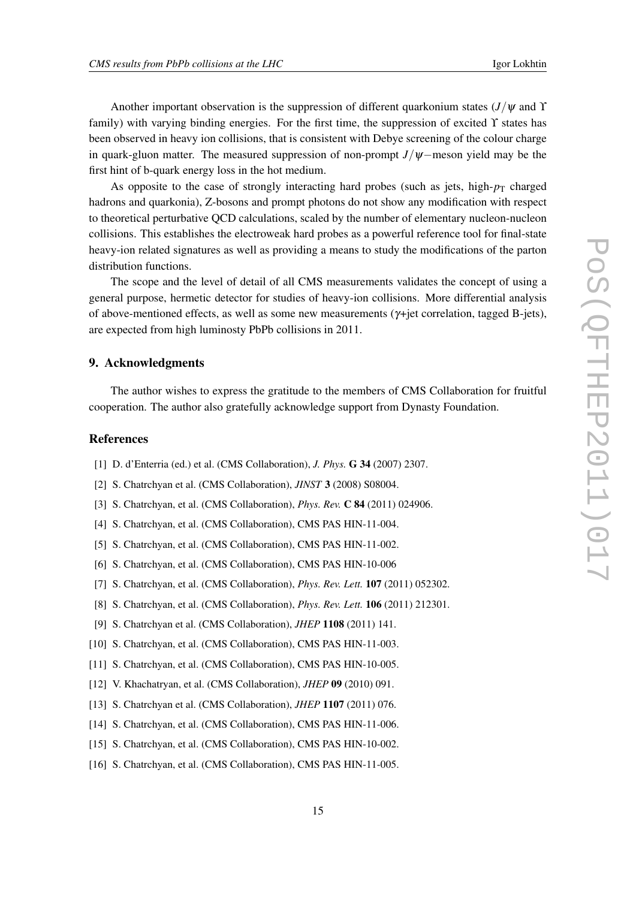Another important observation is the suppression of different quarkonium states ($J/\psi$ and $\Upsilon$ family) with varying binding energies. For the first time, the suppression of excited $\Upsilon$ states has been observed in heavy ion collisions, that is consistent with Debye screening of the colour charge in quark-gluon matter. The measured suppression of non-prompt $J/\psi-$meson yield may be the first hint of b-quark energy loss in the hot medium.

As opposite to the case of strongly interacting hard probes (such as jets, high-$p_T$ charged hadrons and quarkonia), Z-bosons and prompt photons do not show any modification with respect to theoretical perturbative QCD calculations, scaled by the number of elementary nucleon-nucleon collisions. This establishes the electroweak hard probes as a powerful reference tool for final-state heavy-ion related signatures as well as providing a means to study the modifications of the parton distribution functions.

The scope and the level of detail of all CMS measurements validates the concept of using a general purpose, hermetic detector for studies of heavy-ion collisions. More differential analysis of above-mentioned effects, as well as some new measurements ($\gamma$+jet correlation, tagged B-jets), are expected from high luminosty PbPb collisions in 2011.

## 9. Acknowledgments

The author wishes to express the gratitude to the members of CMS Collaboration for fruitful cooperation. The author also gratefully acknowledge support from Dynasty Foundation.

## References

[1] D. d'Enterria (ed.) et al. (CMS Collaboration), *J. Phys.* **G 34** (2007) 2307.

[2] S. Chatrchyan et al. (CMS Collaboration), *JINST* **3** (2008) S08004.

[3] S. Chatrchyan, et al. (CMS Collaboration), *Phys. Rev.* **C 84** (2011) 024906.

[4] S. Chatrchyan, et al. (CMS Collaboration), CMS PAS HIN-11-004.

[5] S. Chatrchyan, et al. (CMS Collaboration), CMS PAS HIN-11-002.

[6] S. Chatrchyan, et al. (CMS Collaboration), CMS PAS HIN-10-006

[7] S. Chatrchyan, et al. (CMS Collaboration), *Phys. Rev. Lett.* **107** (2011) 052302.

[8] S. Chatrchyan, et al. (CMS Collaboration), *Phys. Rev. Lett.* **106** (2011) 212301.

[9] S. Chatrchyan et al. (CMS Collaboration), *JHEP* **1108** (2011) 141.

[10] S. Chatrchyan, et al. (CMS Collaboration), CMS PAS HIN-11-003.

[11] S. Chatrchyan, et al. (CMS Collaboration), CMS PAS HIN-10-005.

[12] V. Khachatryan, et al. (CMS Collaboration), *JHEP* **09** (2010) 091.

[13] S. Chatrchyan et al. (CMS Collaboration), *JHEP* **1107** (2011) 076.

[14] S. Chatrchyan, et al. (CMS Collaboration), CMS PAS HIN-11-006.

[15] S. Chatrchyan, et al. (CMS Collaboration), CMS PAS HIN-10-002.

[16] S. Chatrchyan, et al. (CMS Collaboration), CMS PAS HIN-11-005.